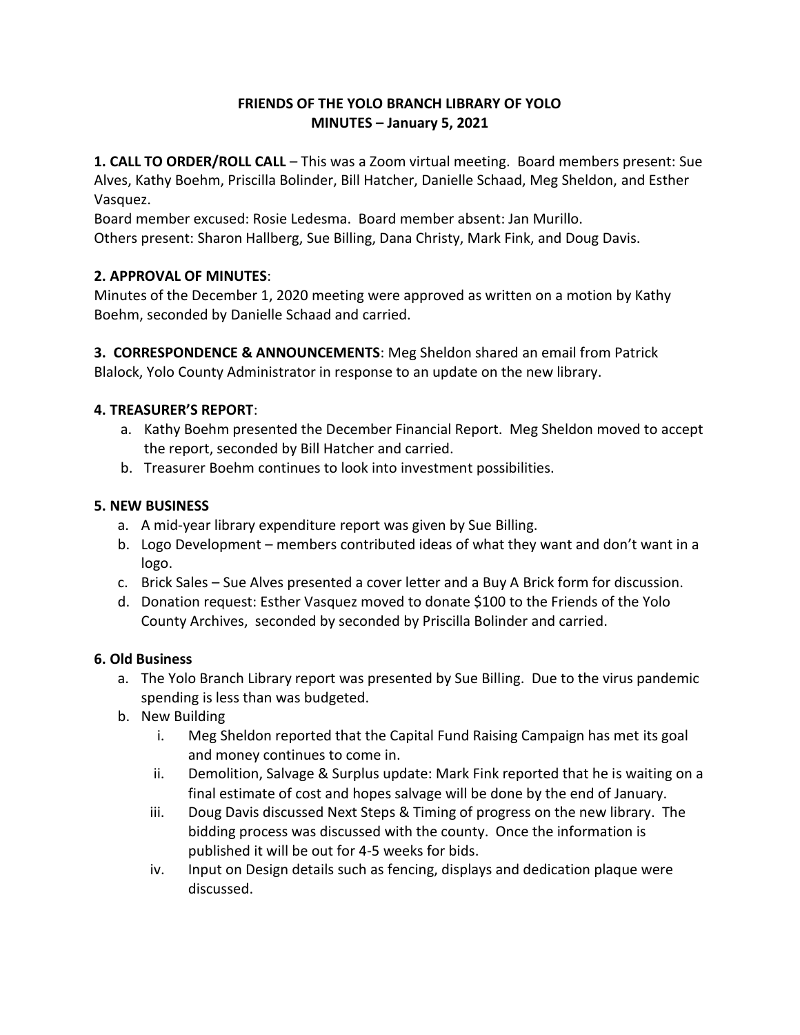# FRIENDS OF THE YOLO BRANCH LIBRARY OF YOLO
## MINUTES – January 5, 2021

**1. CALL TO ORDER/ROLL CALL** – This was a Zoom virtual meeting. Board members present: Sue Alves, Kathy Boehm, Priscilla Bolinder, Bill Hatcher, Danielle Schaad, Meg Sheldon, and Esther Vasquez.

Board member excused: Rosie Ledesma. Board member absent: Jan Murillo.

Others present: Sharon Hallberg, Sue Billing, Dana Christy, Mark Fink, and Doug Davis.

**2. APPROVAL OF MINUTES**:

Minutes of the December 1, 2020 meeting were approved as written on a motion by Kathy Boehm, seconded by Danielle Schaad and carried.

**3. CORRESPONDENCE & ANNOUNCEMENTS**: Meg Sheldon shared an email from Patrick Blalock, Yolo County Administrator in response to an update on the new library.

**4. TREASURER'S REPORT**:

a. Kathy Boehm presented the December Financial Report. Meg Sheldon moved to accept the report, seconded by Bill Hatcher and carried.
b. Treasurer Boehm continues to look into investment possibilities.

**5. NEW BUSINESS**

a. A mid-year library expenditure report was given by Sue Billing.
b. Logo Development – members contributed ideas of what they want and don't want in a logo.
c. Brick Sales – Sue Alves presented a cover letter and a Buy A Brick form for discussion.
d. Donation request: Esther Vasquez moved to donate $100 to the Friends of the Yolo County Archives, seconded by seconded by Priscilla Bolinder and carried.

**6. Old Business**

a. The Yolo Branch Library report was presented by Sue Billing. Due to the virus pandemic spending is less than was budgeted.
b. New Building
   i. Meg Sheldon reported that the Capital Fund Raising Campaign has met its goal and money continues to come in.
   ii. Demolition, Salvage & Surplus update: Mark Fink reported that he is waiting on a final estimate of cost and hopes salvage will be done by the end of January.
   iii. Doug Davis discussed Next Steps & Timing of progress on the new library. The bidding process was discussed with the county. Once the information is published it will be out for 4-5 weeks for bids.
   iv. Input on Design details such as fencing, displays and dedication plaque were discussed.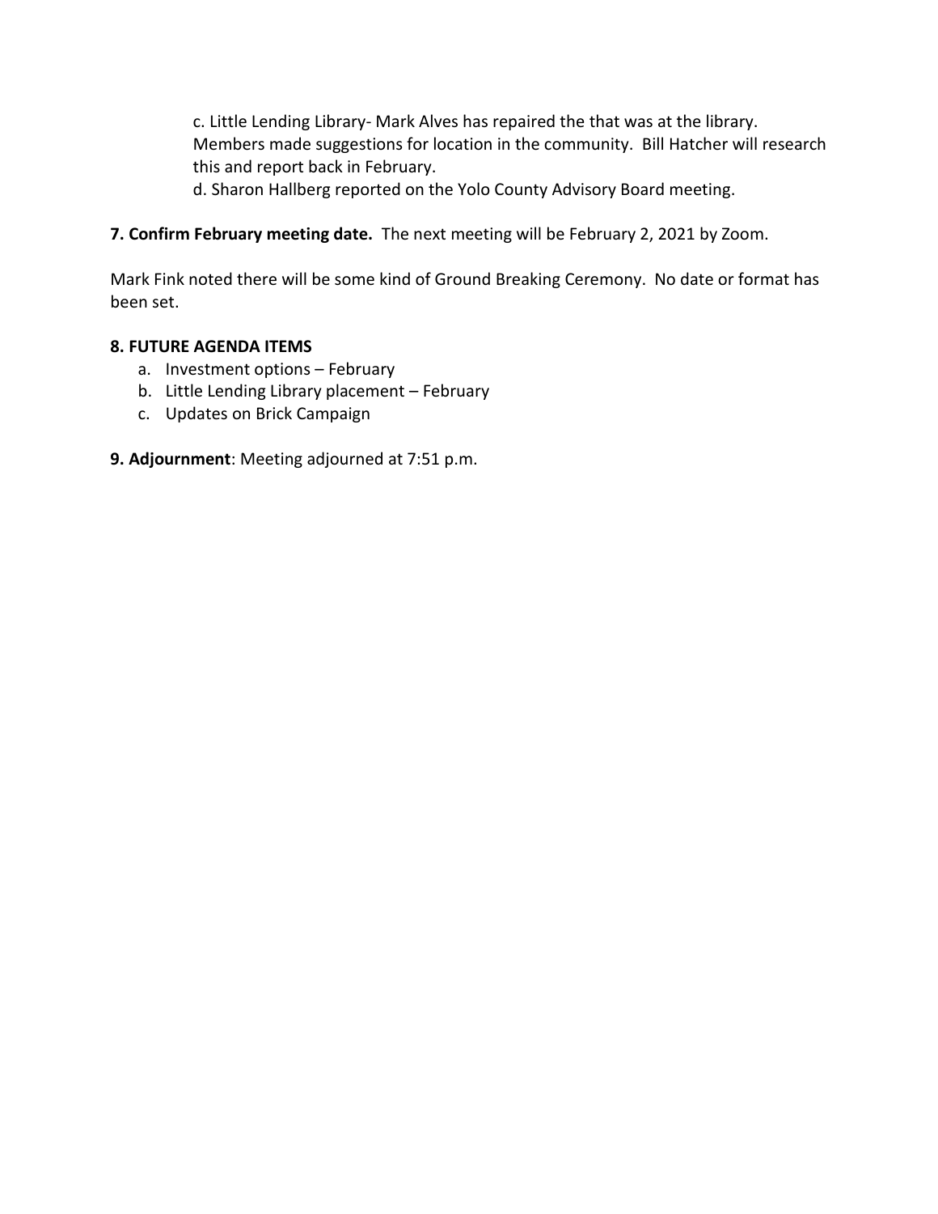c. Little Lending Library- Mark Alves has repaired the that was at the library. Members made suggestions for location in the community. Bill Hatcher will research this and report back in February.

d. Sharon Hallberg reported on the Yolo County Advisory Board meeting.

**7. Confirm February meeting date.** The next meeting will be February 2, 2021 by Zoom.

Mark Fink noted there will be some kind of Ground Breaking Ceremony. No date or format has been set.

**8. FUTURE AGENDA ITEMS**

a. Investment options – February
b. Little Lending Library placement – February
c. Updates on Brick Campaign

**9. Adjournment**: Meeting adjourned at 7:51 p.m.